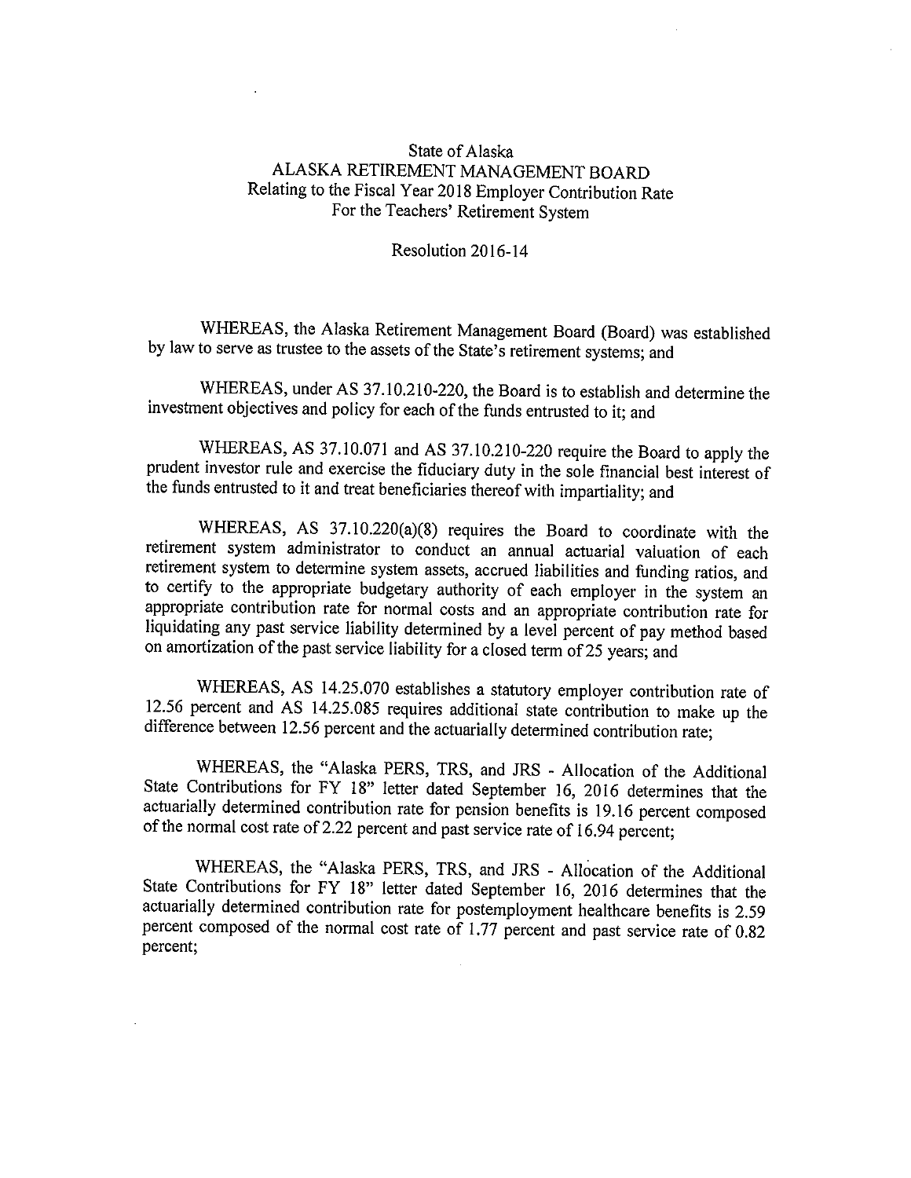State of Alaska
ALASKA RETIREMENT MANAGEMENT BOARD
Relating to the Fiscal Year 2018 Employer Contribution Rate
For the Teachers' Retirement System

Resolution 2016-14

WHEREAS, the Alaska Retirement Management Board (Board) was established by law to serve as trustee to the assets of the State's retirement systems; and

WHEREAS, under AS 37.10.210-220, the Board is to establish and determine the investment objectives and policy for each of the funds entrusted to it; and

WHEREAS, AS 37.10.071 and AS 37.10.210-220 require the Board to apply the prudent investor rule and exercise the fiduciary duty in the sole financial best interest of the funds entrusted to it and treat beneficiaries thereof with impartiality; and

WHEREAS, AS 37.10.220(a)(8) requires the Board to coordinate with the retirement system administrator to conduct an annual actuarial valuation of each retirement system to determine system assets, accrued liabilities and funding ratios, and to certify to the appropriate budgetary authority of each employer in the system an appropriate contribution rate for normal costs and an appropriate contribution rate for liquidating any past service liability determined by a level percent of pay method based on amortization of the past service liability for a closed term of 25 years; and

WHEREAS, AS 14.25.070 establishes a statutory employer contribution rate of 12.56 percent and AS 14.25.085 requires additional state contribution to make up the difference between 12.56 percent and the actuarially determined contribution rate;

WHEREAS, the "Alaska PERS, TRS, and JRS - Allocation of the Additional State Contributions for FY 18" letter dated September 16, 2016 determines that the actuarially determined contribution rate for pension benefits is 19.16 percent composed of the normal cost rate of 2.22 percent and past service rate of 16.94 percent;

WHEREAS, the "Alaska PERS, TRS, and JRS - Allocation of the Additional State Contributions for FY 18" letter dated September 16, 2016 determines that the actuarially determined contribution rate for postemployment healthcare benefits is 2.59 percent composed of the normal cost rate of 1.77 percent and past service rate of 0.82 percent;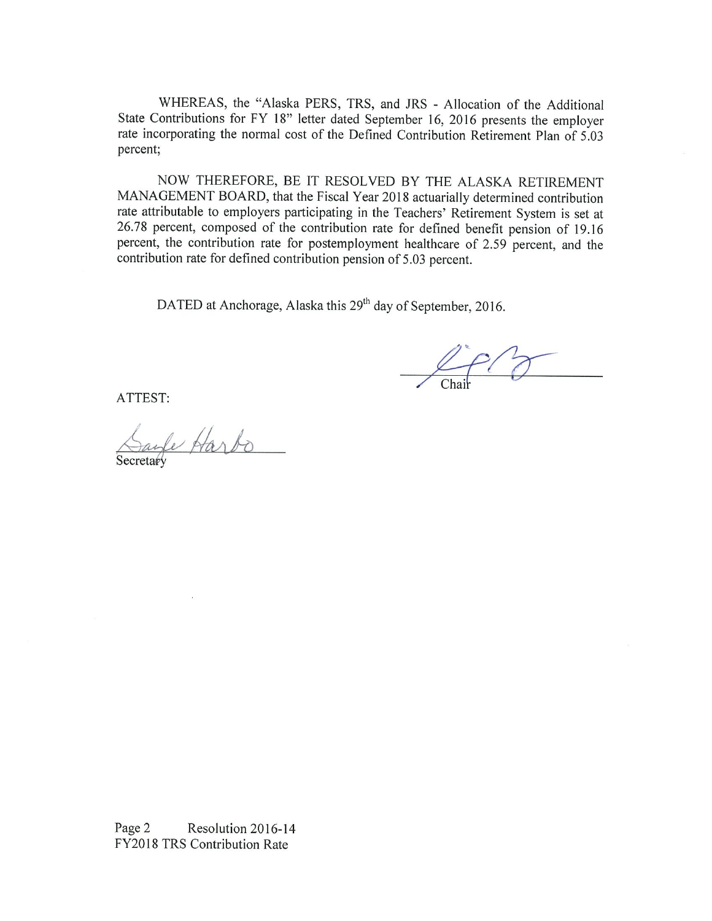WHEREAS, the "Alaska PERS, TRS, and JRS - Allocation of the Additional State Contributions for FY 18" letter dated September 16, 2016 presents the employer rate incorporating the normal cost of the Defined Contribution Retirement Plan of 5.03 percent;

NOW THEREFORE, BE IT RESOLVED BY THE ALASKA RETIREMENT MANAGEMENT BOARD, that the Fiscal Year 2018 actuarially determined contribution rate attributable to employers participating in the Teachers' Retirement System is set at 26.78 percent, composed of the contribution rate for defined benefit pension of 19.16 percent, the contribution rate for postemployment healthcare of 2.59 percent, and the contribution rate for defined contribution pension of 5.03 percent.

DATED at Anchorage, Alaska this 29th day of September, 2016.

Chair

ATTEST:

Secretary

Page 2 Resolution 2016-14
FY2018 TRS Contribution Rate